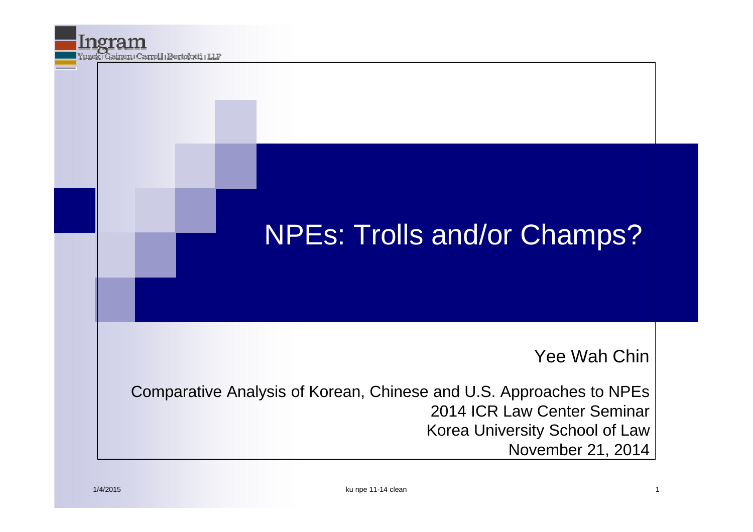Ingram
Yuzek Gainen Carroll Bertolotti LLP

# NPEs: Trolls and/or Champs?

Yee Wah Chin

Comparative Analysis of Korean, Chinese and U.S. Approaches to NPEs
2014 ICR Law Center Seminar
Korea University School of Law
November 21, 2014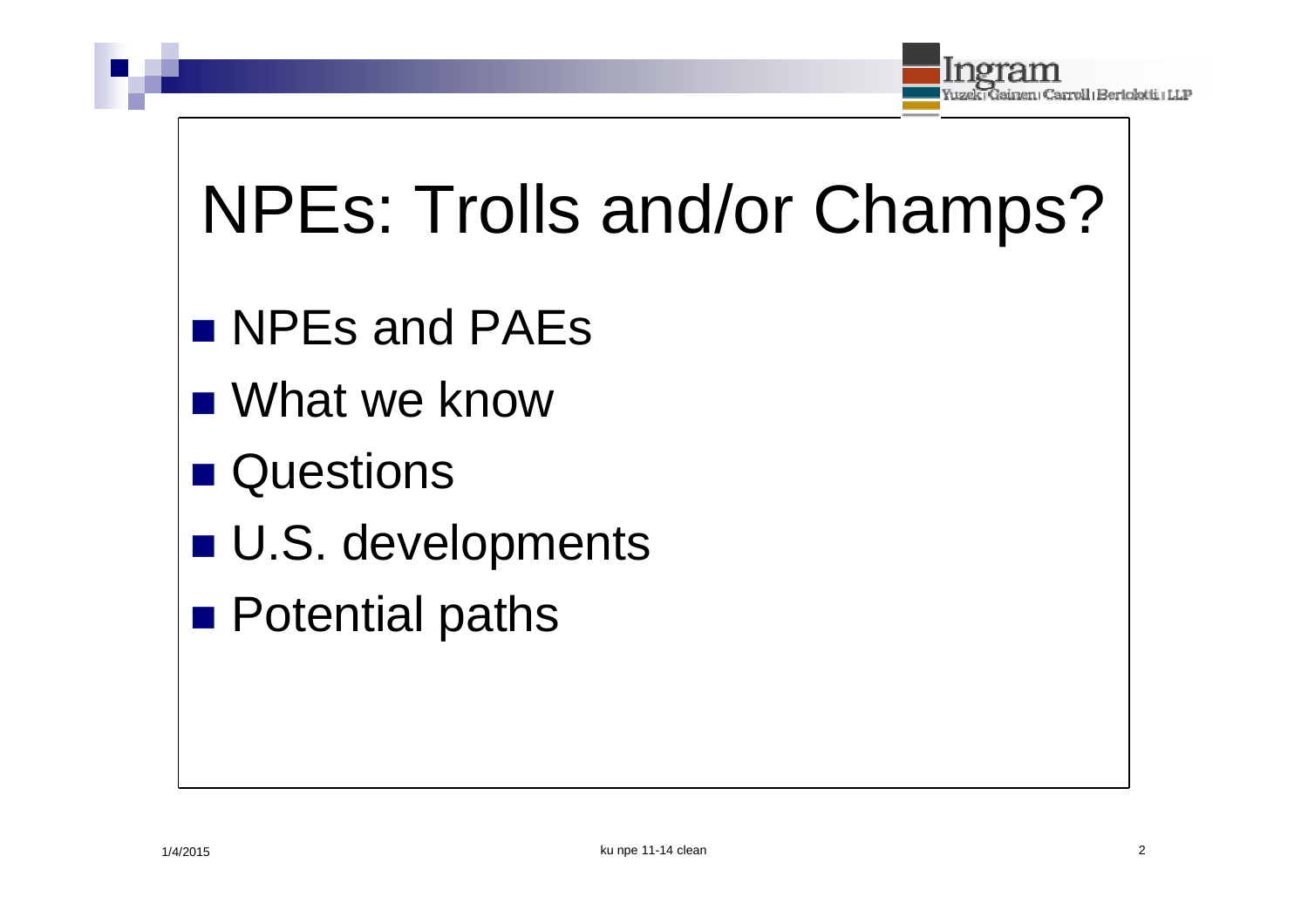# NPEs: Trolls and/or Champs?

- NPEs and PAEs
- What we know
- Questions
- U.S. developments
- Potential paths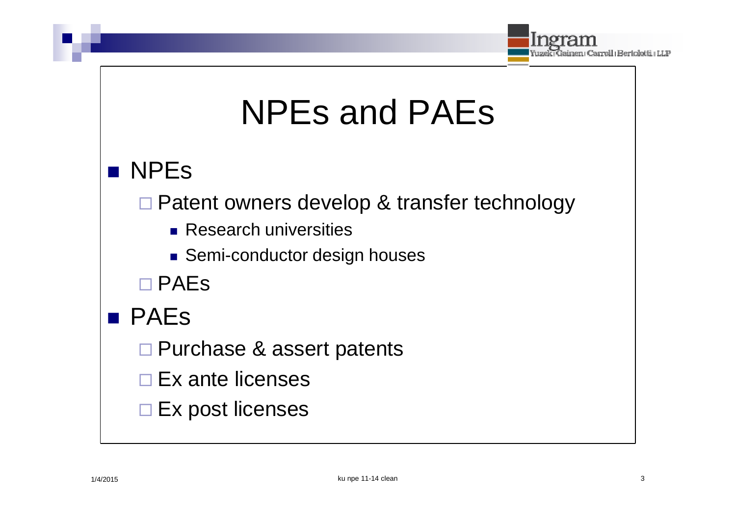# NPEs and PAEs

- NPEs
  - Patent owners develop & transfer technology
    - Research universities
    - Semi-conductor design houses
  - PAEs
- PAEs
  - Purchase & assert patents
  - Ex ante licenses
  - Ex post licenses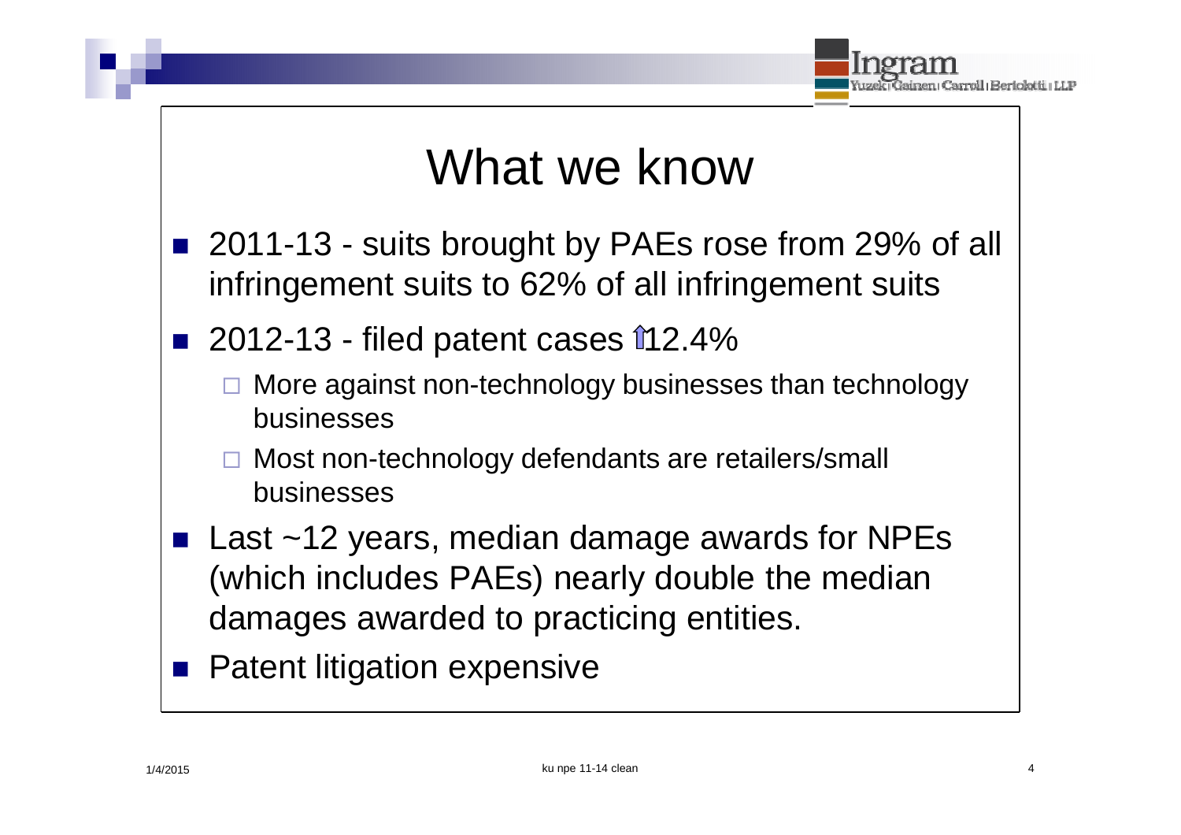# What we know

- 2011-13 - suits brought by PAEs rose from 29% of all infringement suits to 62% of all infringement suits
- 2012-13 - filed patent cases ⇧12.4%
  - More against non-technology businesses than technology businesses
  - Most non-technology defendants are retailers/small businesses
- Last ~12 years, median damage awards for NPEs (which includes PAEs) nearly double the median damages awarded to practicing entities.
- Patent litigation expensive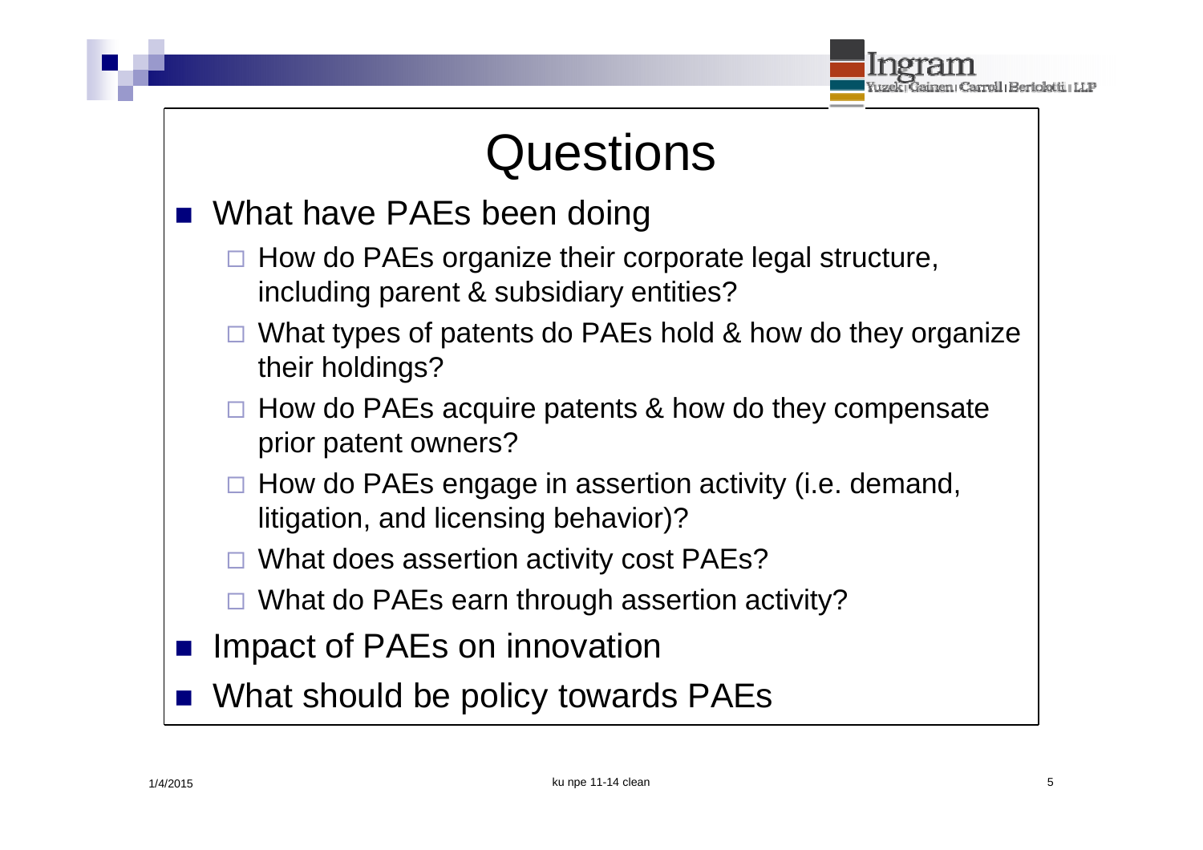# Questions

- What have PAEs been doing
  - How do PAEs organize their corporate legal structure, including parent & subsidiary entities?
  - What types of patents do PAEs hold & how do they organize their holdings?
  - How do PAEs acquire patents & how do they compensate prior patent owners?
  - How do PAEs engage in assertion activity (i.e. demand, litigation, and licensing behavior)?
  - What does assertion activity cost PAEs?
  - What do PAEs earn through assertion activity?
- Impact of PAEs on innovation
- What should be policy towards PAEs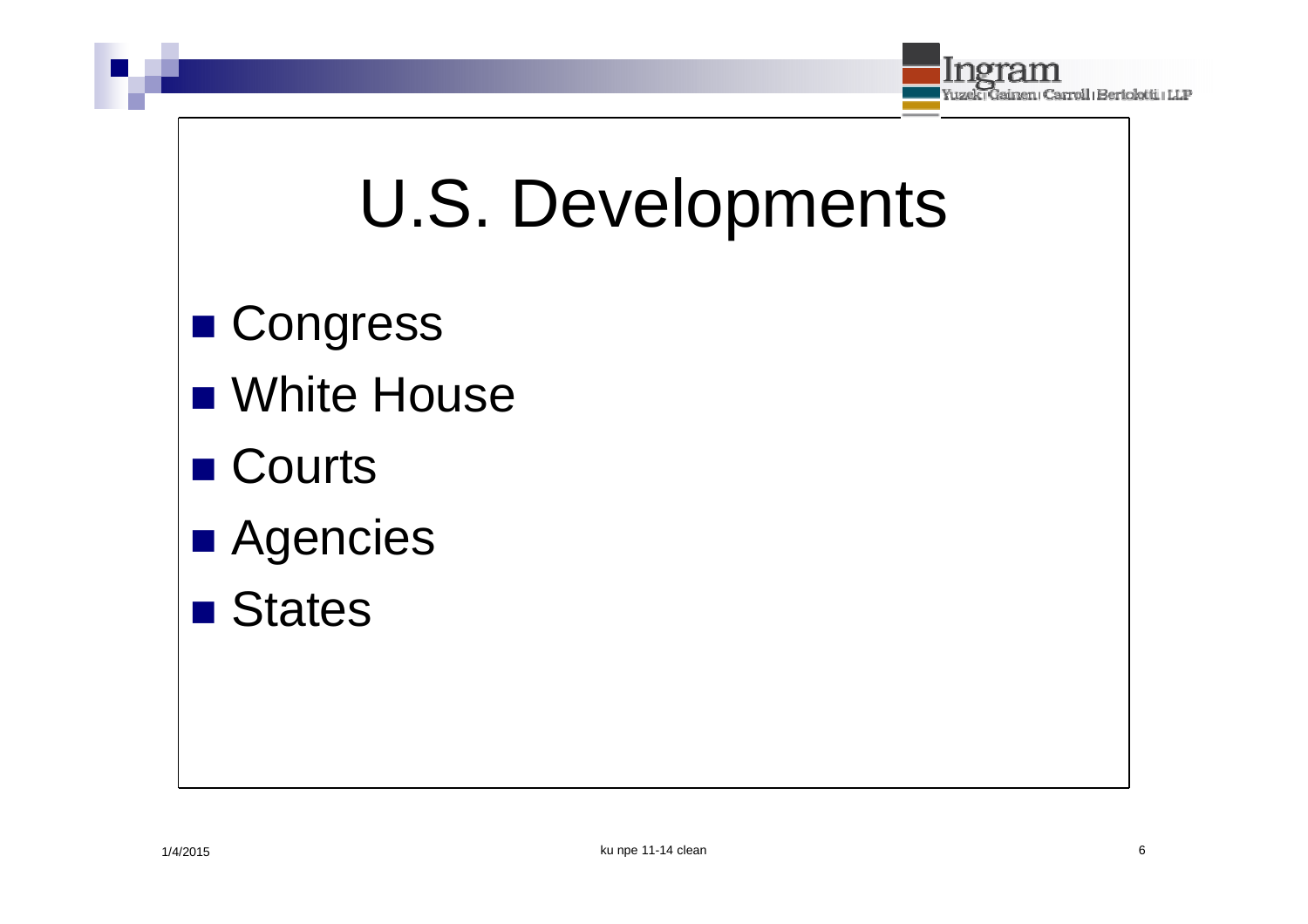# U.S. Developments

- Congress
- White House
- Courts
- Agencies
- States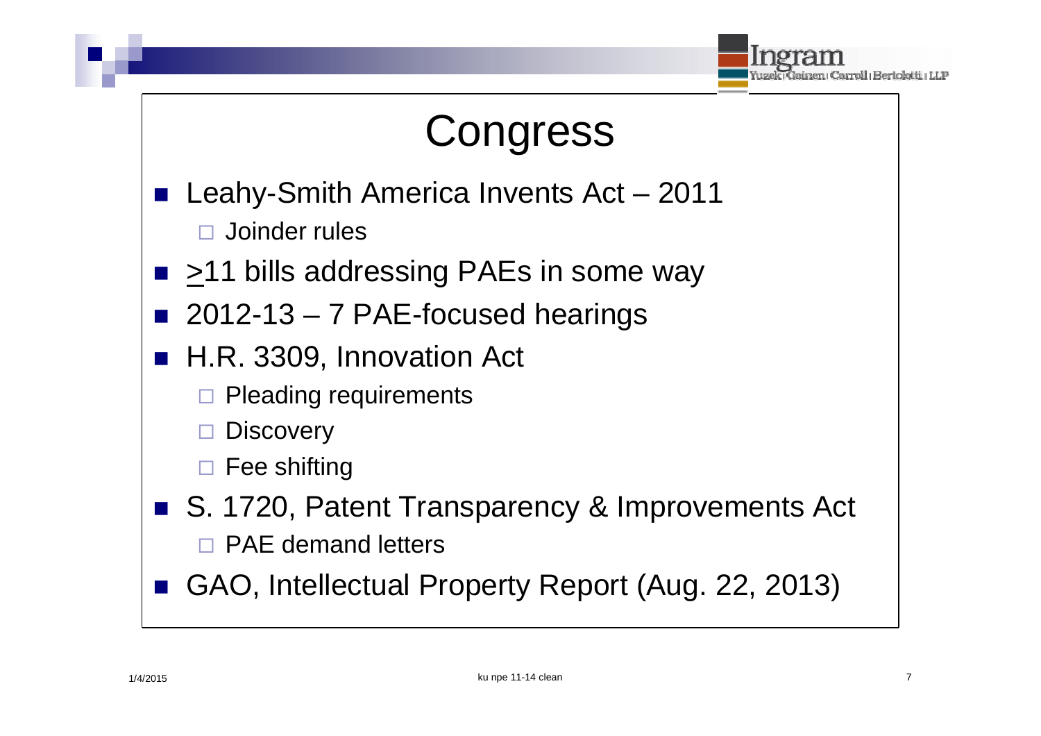# Congress

- Leahy-Smith America Invents Act – 2011
  - Joinder rules
- ≥11 bills addressing PAEs in some way
- 2012-13 – 7 PAE-focused hearings
- H.R. 3309, Innovation Act
  - Pleading requirements
  - Discovery
  - Fee shifting
- S. 1720, Patent Transparency & Improvements Act
  - PAE demand letters
- GAO, Intellectual Property Report (Aug. 22, 2013)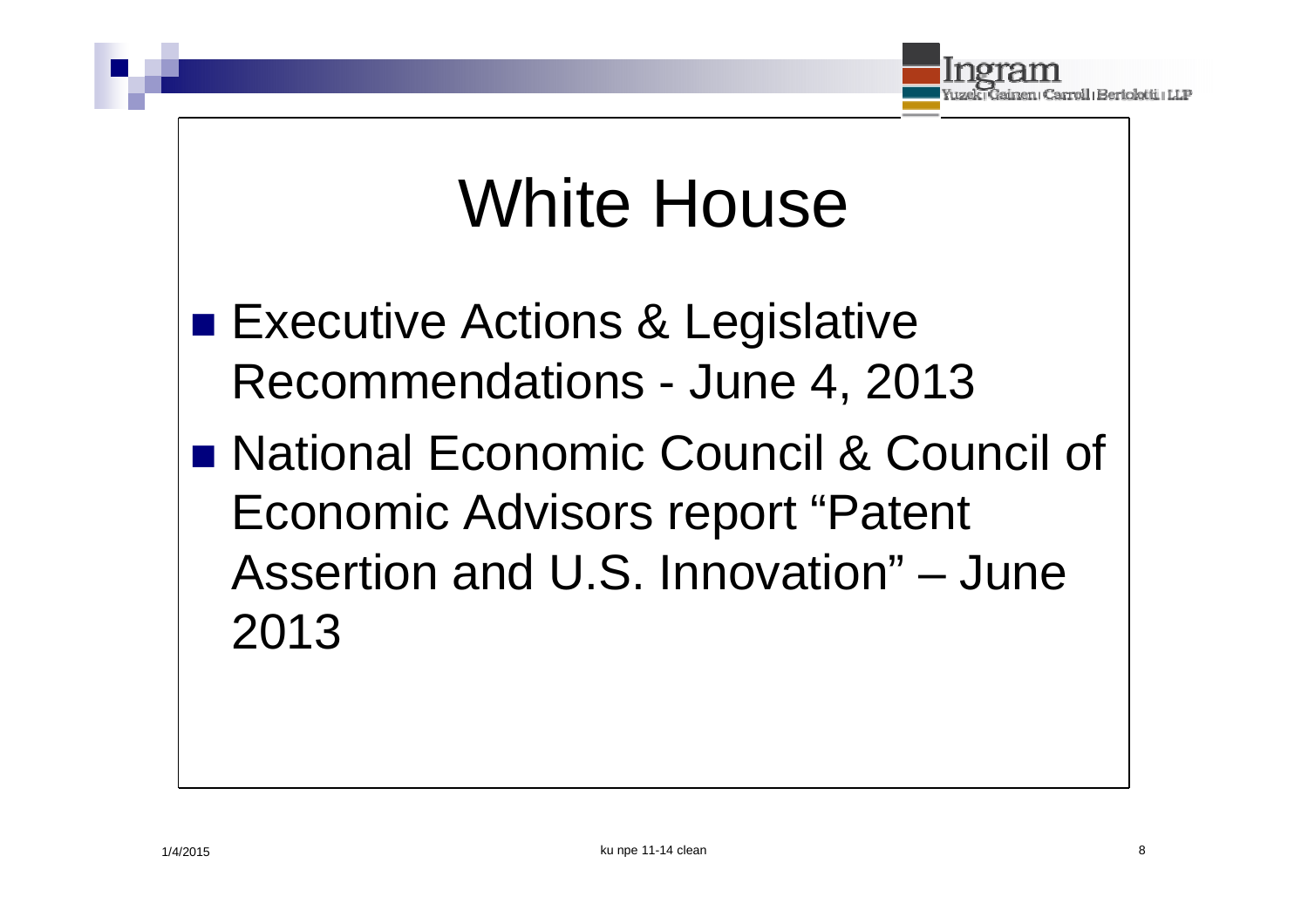# White House

- Executive Actions & Legislative Recommendations - June 4, 2013
- National Economic Council & Council of Economic Advisors report "Patent Assertion and U.S. Innovation" – June 2013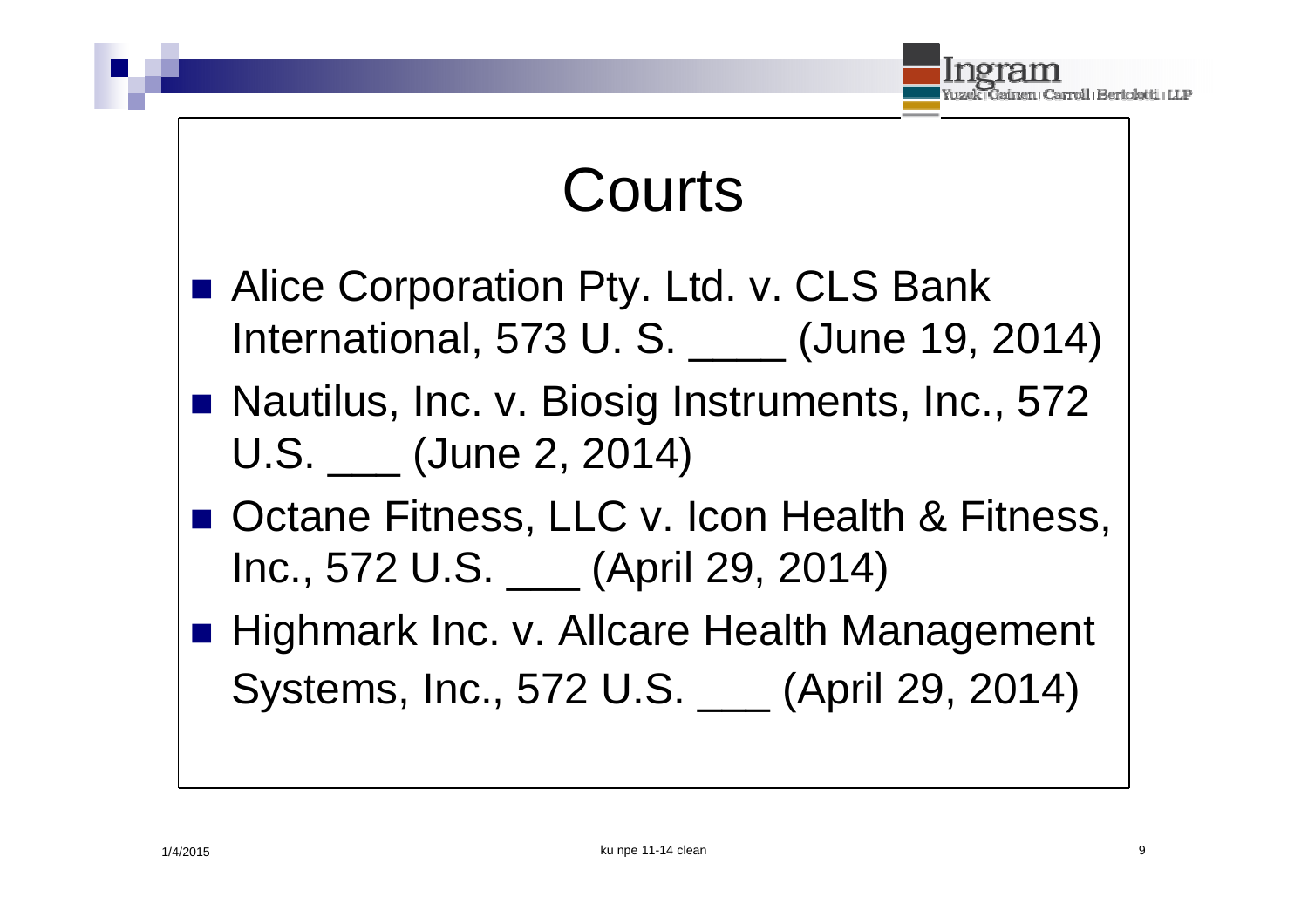# Courts

- Alice Corporation Pty. Ltd. v. CLS Bank International, 573 U. S. ____ (June 19, 2014)
- Nautilus, Inc. v. Biosig Instruments, Inc., 572 U.S. ___ (June 2, 2014)
- Octane Fitness, LLC v. Icon Health & Fitness, Inc., 572 U.S. ___ (April 29, 2014)
- Highmark Inc. v. Allcare Health Management Systems, Inc., 572 U.S. ___ (April 29, 2014)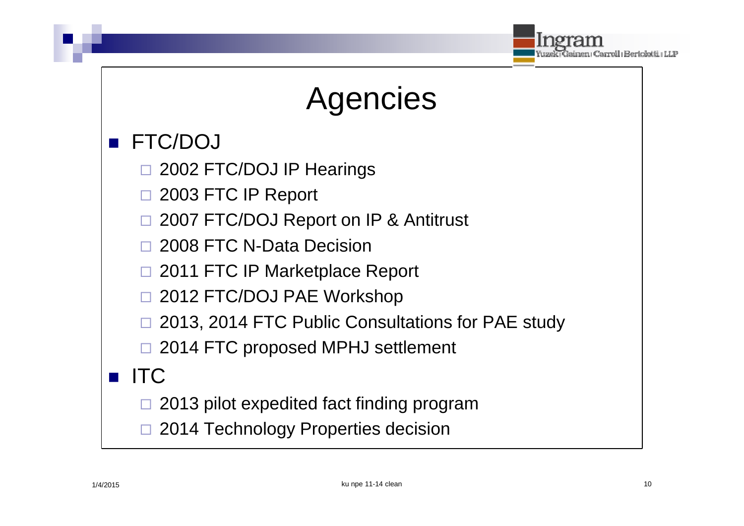# Agencies

- FTC/DOJ
  - 2002 FTC/DOJ IP Hearings
  - 2003 FTC IP Report
  - 2007 FTC/DOJ Report on IP & Antitrust
  - 2008 FTC N-Data Decision
  - 2011 FTC IP Marketplace Report
  - 2012 FTC/DOJ PAE Workshop
  - 2013, 2014 FTC Public Consultations for PAE study
  - 2014 FTC proposed MPHJ settlement
- ITC
  - 2013 pilot expedited fact finding program
  - 2014 Technology Properties decision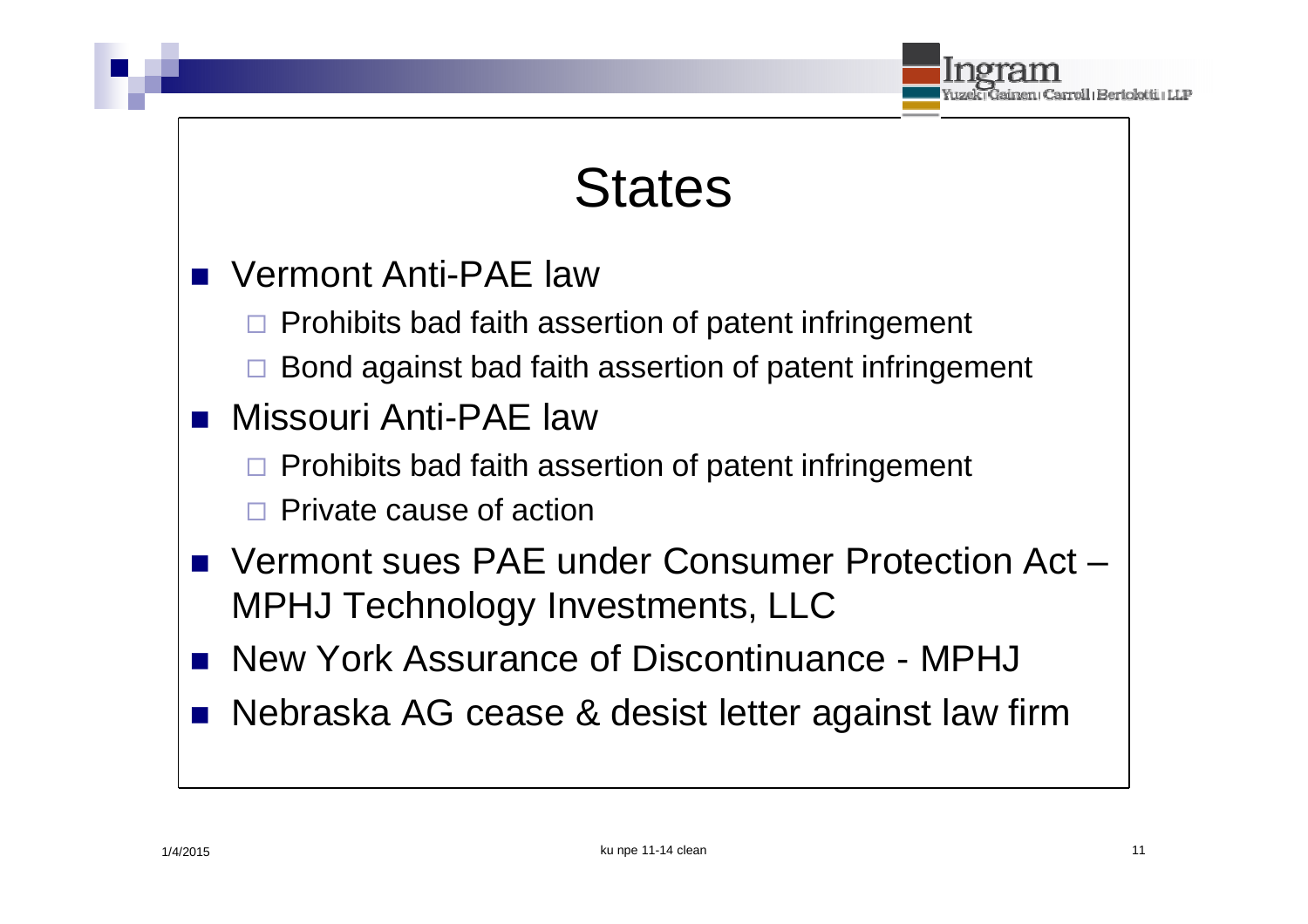# States

- Vermont Anti-PAE law
  - Prohibits bad faith assertion of patent infringement
  - Bond against bad faith assertion of patent infringement
- Missouri Anti-PAE law
  - Prohibits bad faith assertion of patent infringement
  - Private cause of action
- Vermont sues PAE under Consumer Protection Act – MPHJ Technology Investments, LLC
- New York Assurance of Discontinuance - MPHJ
- Nebraska AG cease & desist letter against law firm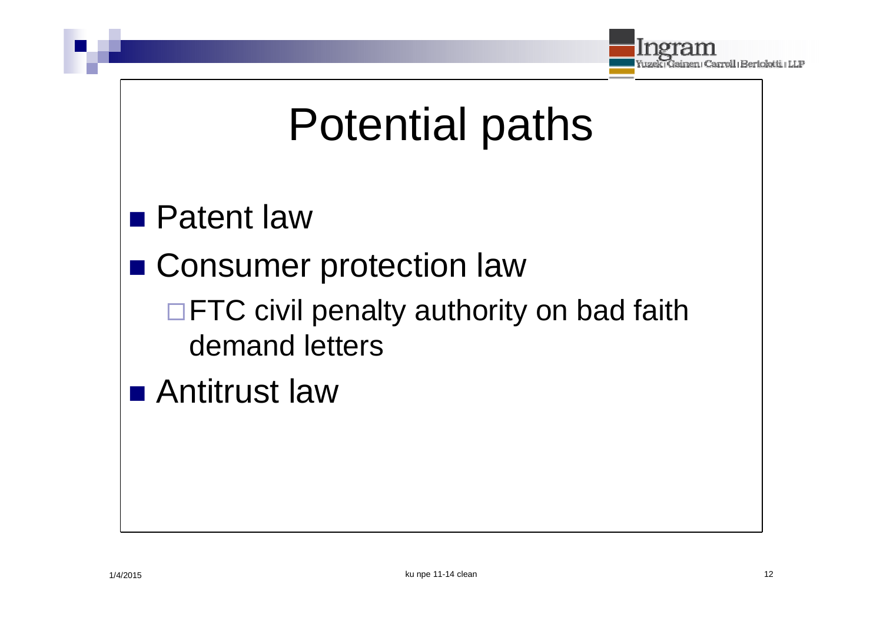# Potential paths

- Patent law
- Consumer protection law
  - FTC civil penalty authority on bad faith demand letters
- Antitrust law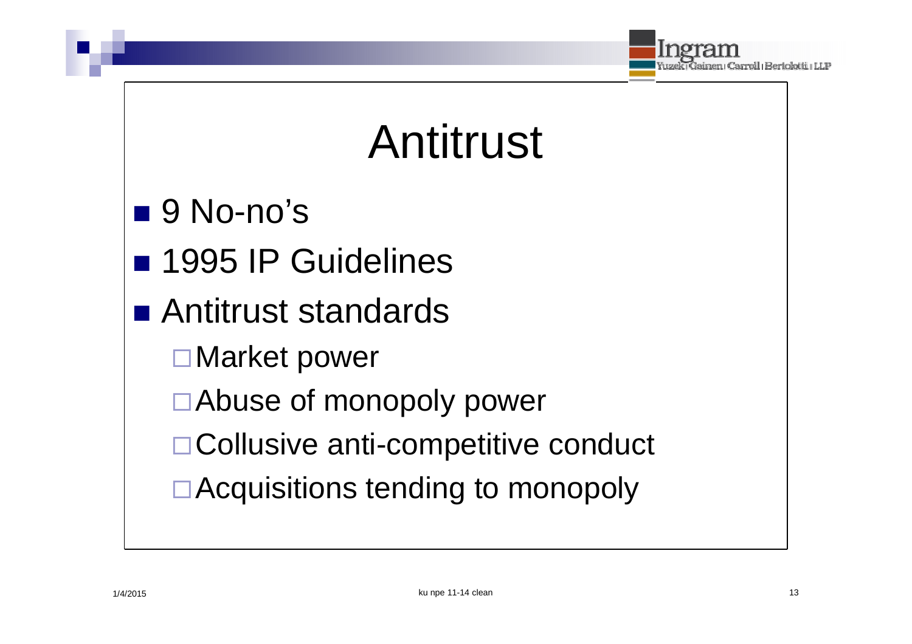# Antitrust

- 9 No-no's
- 1995 IP Guidelines
- Antitrust standards
  - Market power
  - Abuse of monopoly power
  - Collusive anti-competitive conduct
  - Acquisitions tending to monopoly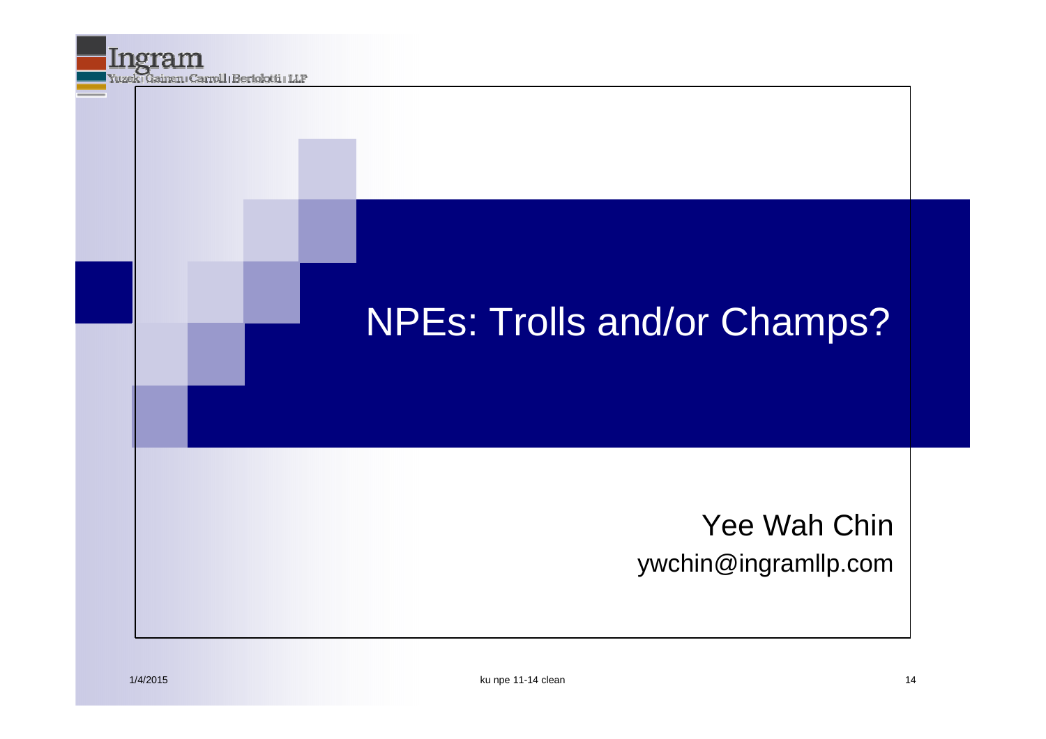# NPEs: Trolls and/or Champs?

Yee Wah Chin

ywchin@ingramllp.com